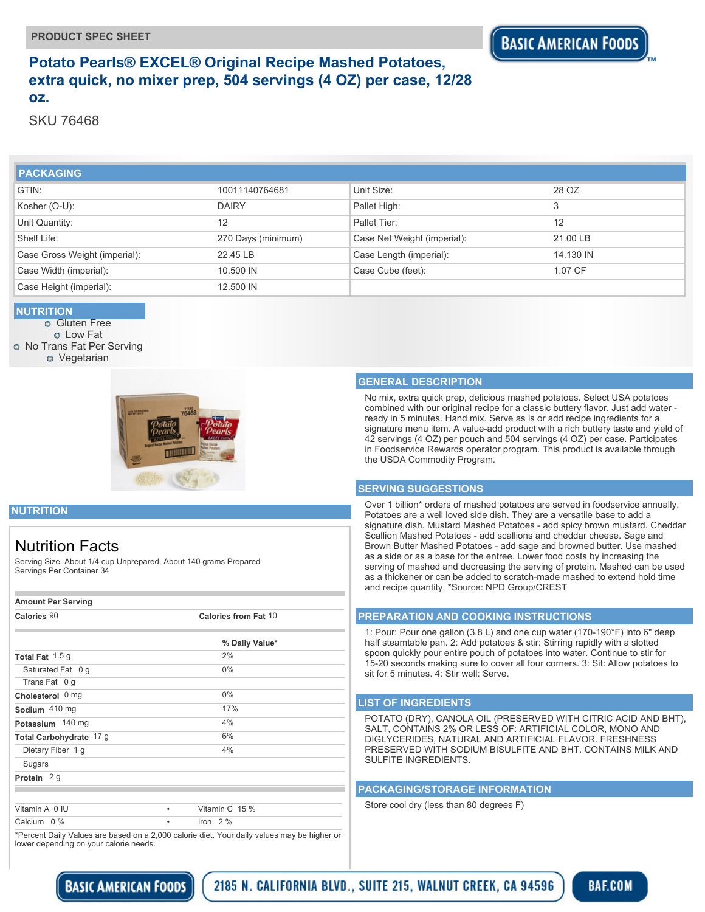PRODUCT SPEC SHEET

# Potato Pearls® EXCEL® Original Recipe Mashed Potatoes, extra quick, no mixer prep, 504 servings (4 OZ) per case, 12/28 oz.

SKU 76468

## PACKAGING

| | | | |
|---|---|---|---|
| GTIN: | 10011140764681 | Unit Size: | 28 OZ |
| Kosher (O-U): | DAIRY | Pallet High: | 3 |
| Unit Quantity: | 12 | Pallet Tier: | 12 |
| Shelf Life: | 270 Days (minimum) | Case Net Weight (imperial): | 21.00 LB |
| Case Gross Weight (imperial): | 22.45 LB | Case Length (imperial): | 14.130 IN |
| Case Width (imperial): | 10.500 IN | Case Cube (feet): | 1.07 CF |
| Case Height (imperial): | 12.500 IN | | |

## NUTRITION

- Gluten Free
- Low Fat
- No Trans Fat Per Serving
- Vegetarian

## GENERAL DESCRIPTION

No mix, extra quick prep, delicious mashed potatoes. Select USA potatoes combined with our original recipe for a classic buttery flavor. Just add water - ready in 5 minutes. Hand mix. Serve as is or add recipe ingredients for a signature menu item. A value-add product with a rich buttery taste and yield of 42 servings (4 OZ) per pouch and 504 servings (4 OZ) per case. Participates in Foodservice Rewards operator program. This product is available through the USDA Commodity Program.

## NUTRITION

### Nutrition Facts

Serving Size About 1/4 cup Unprepared, About 140 grams Prepared
Servings Per Container 34

| Amount Per Serving | |
|---|---|
| **Calories** 90 | **Calories from Fat** 10 |
| | **% Daily Value*** |
| **Total Fat** 1.5 g | 2% |
| Saturated Fat 0 g | 0% |
| Trans Fat 0 g | |
| **Cholesterol** 0 mg | 0% |
| **Sodium** 410 mg | 17% |
| **Potassium** 140 mg | 4% |
| **Total Carbohydrate** 17 g | 6% |
| Dietary Fiber 1 g | 4% |
| Sugars | |
| **Protein** 2 g | |

| | | |
|---|---|---|
| Vitamin A 0 IU | • | Vitamin C 15 % |
| Calcium 0 % | • | Iron 2 % |

*Percent Daily Values are based on a 2,000 calorie diet. Your daily values may be higher or lower depending on your calorie needs.

## SERVING SUGGESTIONS

Over 1 billion* orders of mashed potatoes are served in foodservice annually. Potatoes are a well loved side dish. They are a versatile base to add a signature dish. Mustard Mashed Potatoes - add spicy brown mustard. Cheddar Scallion Mashed Potatoes - add scallions and cheddar cheese. Sage and Brown Butter Mashed Potatoes - add sage and browned butter. Use mashed as a side or as a base for the entree. Lower food costs by increasing the serving of mashed and decreasing the serving of protein. Mashed can be used as a thickener or can be added to scratch-made mashed to extend hold time and recipe quantity. *Source: NPD Group/CREST

## PREPARATION AND COOKING INSTRUCTIONS

1: Pour: Pour one gallon (3.8 L) and one cup water (170-190°F) into 6" deep half steamtable pan. 2: Add potatoes & stir: Stirring rapidly with a slotted spoon quickly pour entire pouch of potatoes into water. Continue to stir for 15-20 seconds making sure to cover all four corners. 3: Sit: Allow potatoes to sit for 5 minutes. 4: Stir well: Serve.

## LIST OF INGREDIENTS

POTATO (DRY), CANOLA OIL (PRESERVED WITH CITRIC ACID AND BHT), SALT, CONTAINS 2% OR LESS OF: ARTIFICIAL COLOR, MONO AND DIGLYCERIDES, NATURAL AND ARTIFICIAL FLAVOR. FRESHNESS PRESERVED WITH SODIUM BISULFITE AND BHT. CONTAINS MILK AND SULFITE INGREDIENTS.

## PACKAGING/STORAGE INFORMATION

Store cool dry (less than 80 degrees F)

BASIC AMERICAN FOODS | 2185 N. CALIFORNIA BLVD., SUITE 215, WALNUT CREEK, CA 94596 | BAF.COM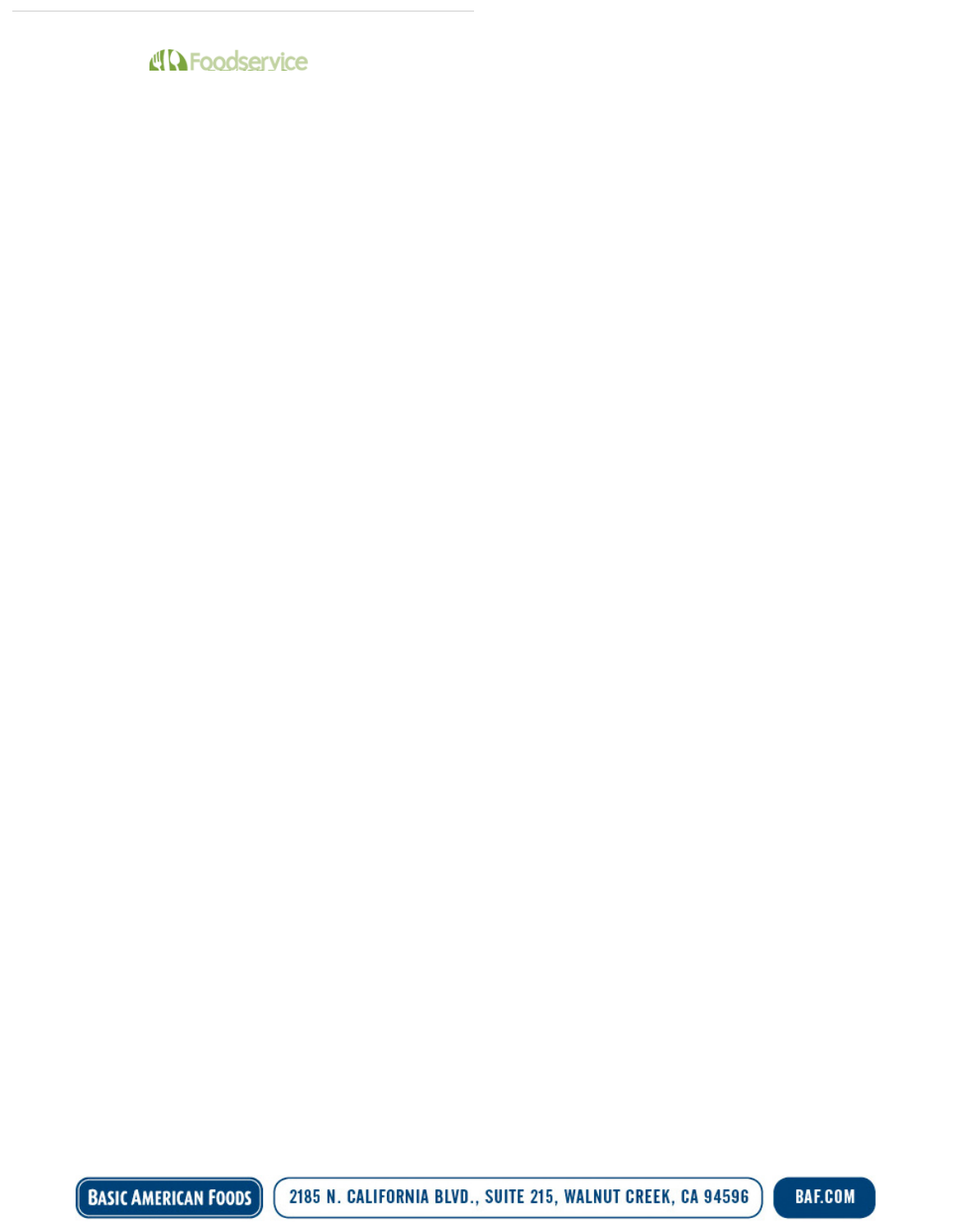Foodservice

BASIC AMERICAN FOODS

2185 N. CALIFORNIA BLVD., SUITE 215, WALNUT CREEK, CA 94596

BAF.COM